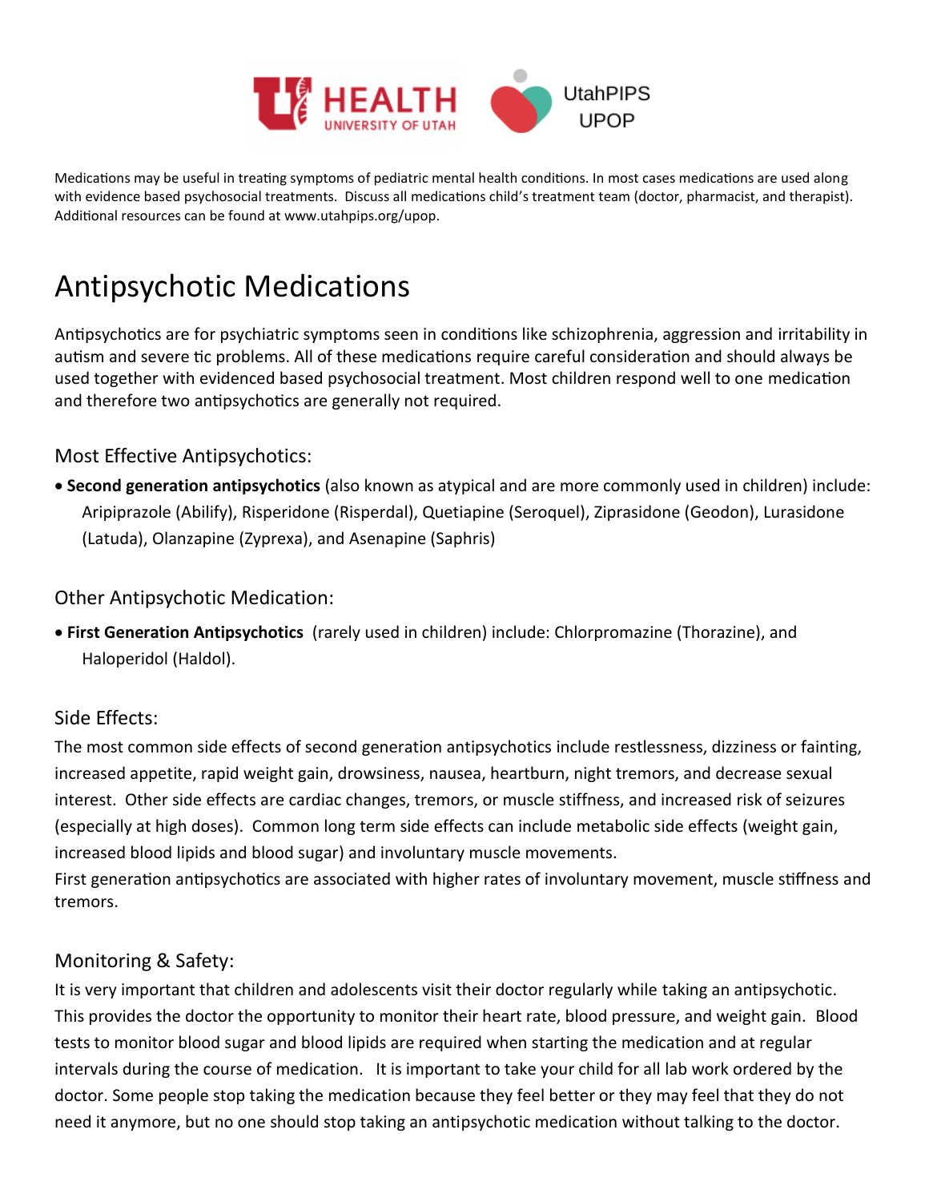Medications may be useful in treating symptoms of pediatric mental health conditions. In most cases medications are used along with evidence based psychosocial treatments. Discuss all medications child's treatment team (doctor, pharmacist, and therapist). Additional resources can be found at www.utahpips.org/upop.

# Antipsychotic Medications

Antipsychotics are for psychiatric symptoms seen in conditions like schizophrenia, aggression and irritability in autism and severe tic problems. All of these medications require careful consideration and should always be used together with evidenced based psychosocial treatment. Most children respond well to one medication and therefore two antipsychotics are generally not required.

## Most Effective Antipsychotics:

- **Second generation antipsychotics** (also known as atypical and are more commonly used in children) include: Aripiprazole (Abilify), Risperidone (Risperdal), Quetiapine (Seroquel), Ziprasidone (Geodon), Lurasidone (Latuda), Olanzapine (Zyprexa), and Asenapine (Saphris)

## Other Antipsychotic Medication:

- **First Generation Antipsychotics** (rarely used in children) include: Chlorpromazine (Thorazine), and Haloperidol (Haldol).

## Side Effects:

The most common side effects of second generation antipsychotics include restlessness, dizziness or fainting, increased appetite, rapid weight gain, drowsiness, nausea, heartburn, night tremors, and decrease sexual interest. Other side effects are cardiac changes, tremors, or muscle stiffness, and increased risk of seizures (especially at high doses). Common long term side effects can include metabolic side effects (weight gain, increased blood lipids and blood sugar) and involuntary muscle movements.
First generation antipsychotics are associated with higher rates of involuntary movement, muscle stiffness and tremors.

## Monitoring & Safety:

It is very important that children and adolescents visit their doctor regularly while taking an antipsychotic. This provides the doctor the opportunity to monitor their heart rate, blood pressure, and weight gain. Blood tests to monitor blood sugar and blood lipids are required when starting the medication and at regular intervals during the course of medication. It is important to take your child for all lab work ordered by the doctor. Some people stop taking the medication because they feel better or they may feel that they do not need it anymore, but no one should stop taking an antipsychotic medication without talking to the doctor.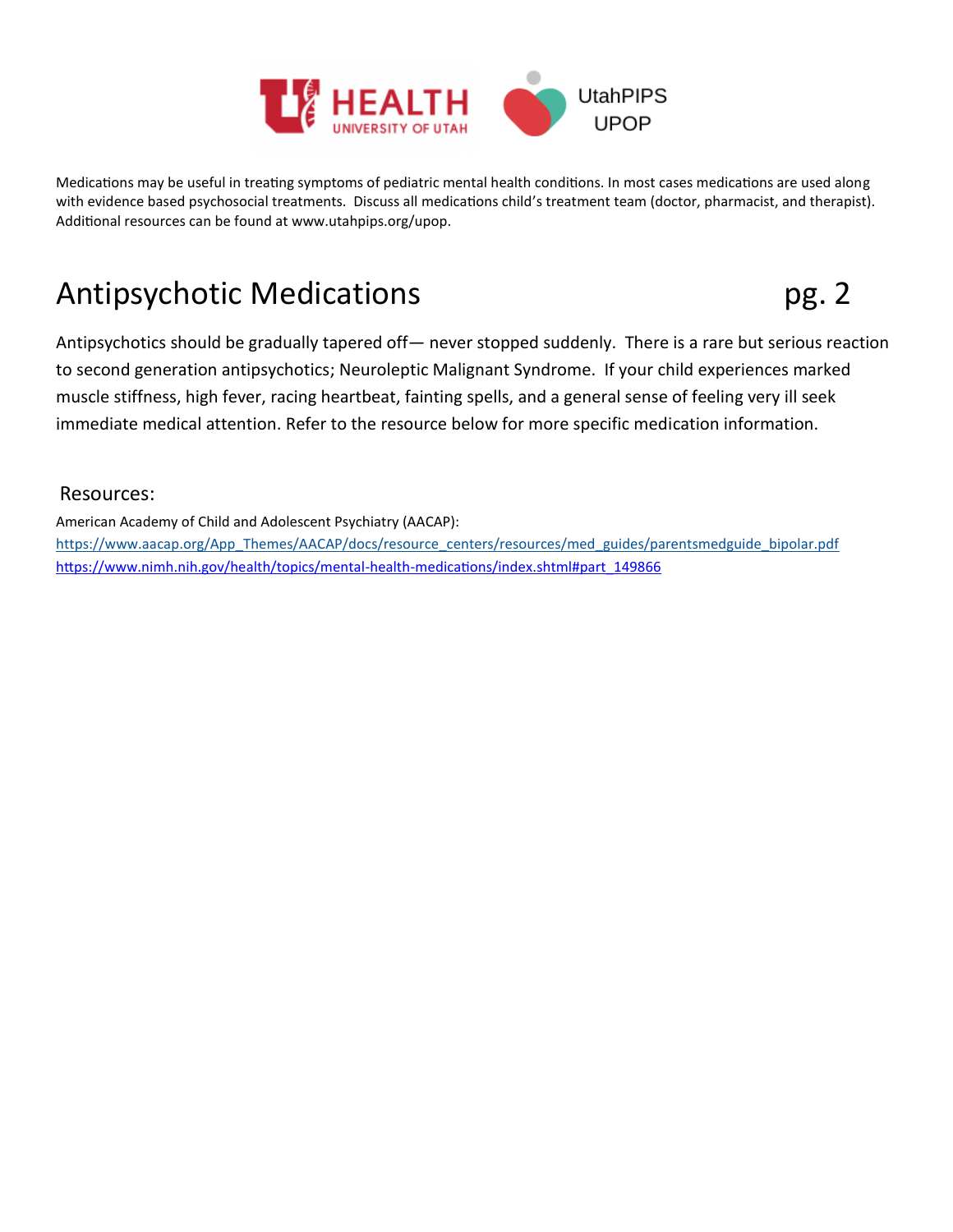Medications may be useful in treating symptoms of pediatric mental health conditions. In most cases medications are used along with evidence based psychosocial treatments. Discuss all medications child's treatment team (doctor, pharmacist, and therapist). Additional resources can be found at www.utahpips.org/upop.

# Antipsychotic Medications

Antipsychotics should be gradually tapered off— never stopped suddenly. There is a rare but serious reaction to second generation antipsychotics; Neuroleptic Malignant Syndrome. If your child experiences marked muscle stiffness, high fever, racing heartbeat, fainting spells, and a general sense of feeling very ill seek immediate medical attention. Refer to the resource below for more specific medication information.

## Resources:

American Academy of Child and Adolescent Psychiatry (AACAP):
https://www.aacap.org/App_Themes/AACAP/docs/resource_centers/resources/med_guides/parentsmedguide_bipolar.pdf
https://www.nimh.nih.gov/health/topics/mental-health-medications/index.shtml#part_149866